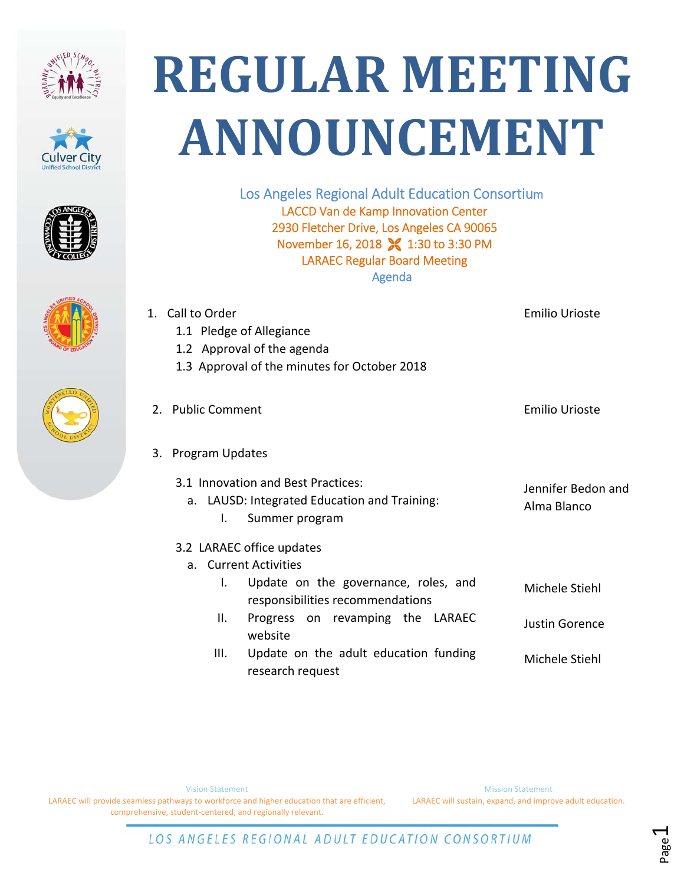# REGULAR MEETING ANNOUNCEMENT

Los Angeles Regional Adult Education Consortium
LACCD Van de Kamp Innovation Center
2930 Fletcher Drive, Los Angeles CA 90065
November 16, 2018 1:30 to 3:30 PM
LARAEC Regular Board Meeting
Agenda

1. Call to Order — Emilio Urioste
   - 1.1 Pledge of Allegiance
   - 1.2 Approval of the agenda
   - 1.3 Approval of the minutes for October 2018

2. Public Comment — Emilio Urioste

3. Program Updates
   - 3.1 Innovation and Best Practices: — Jennifer Bedon and Alma Blanco
     - a. LAUSD: Integrated Education and Training:
       - I. Summer program
   - 3.2 LARAEC office updates
     - a. Current Activities
       - I. Update on the governance, roles, and responsibilities recommendations — Michele Stiehl
       - II. Progress on revamping the LARAEC website — Justin Gorence
       - III. Update on the adult education funding research request — Michele Stiehl

Vision Statement
LARAEC will provide seamless pathways to workforce and higher education that are efficient, comprehensive, student-centered, and regionally relevant.

Mission Statement
LARAEC will sustain, expand, and improve adult education.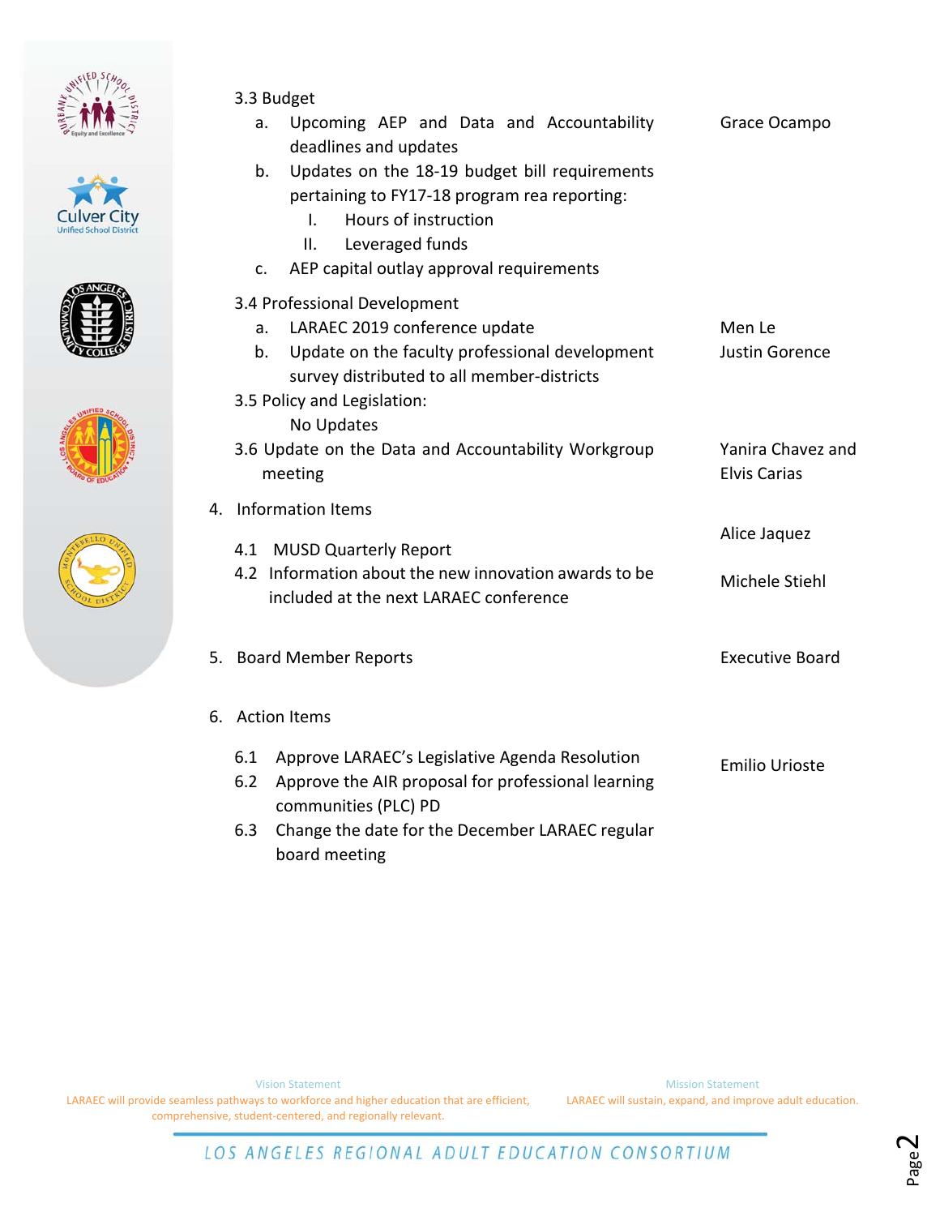3.3 Budget — Grace Ocampo

a. Upcoming AEP and Data and Accountability deadlines and updates
b. Updates on the 18-19 budget bill requirements pertaining to FY17-18 program rea reporting:
   I. Hours of instruction
   II. Leveraged funds
c. AEP capital outlay approval requirements

3.4 Professional Development

a. LARAEC 2019 conference update — Men Le
b. Update on the faculty professional development survey distributed to all member-districts — Justin Gorence

3.5 Policy and Legislation:

No Updates

3.6 Update on the Data and Accountability Workgroup meeting — Yanira Chavez and Elvis Carias

4. Information Items

4.1 MUSD Quarterly Report — Alice Jaquez

4.2 Information about the new innovation awards to be included at the next LARAEC conference — Michele Stiehl

5. Board Member Reports — Executive Board

6. Action Items

6.1 Approve LARAEC's Legislative Agenda Resolution — Emilio Urioste

6.2 Approve the AIR proposal for professional learning communities (PLC) PD

6.3 Change the date for the December LARAEC regular board meeting

Vision Statement
LARAEC will provide seamless pathways to workforce and higher education that are efficient, comprehensive, student-centered, and regionally relevant.

Mission Statement
LARAEC will sustain, expand, and improve adult education.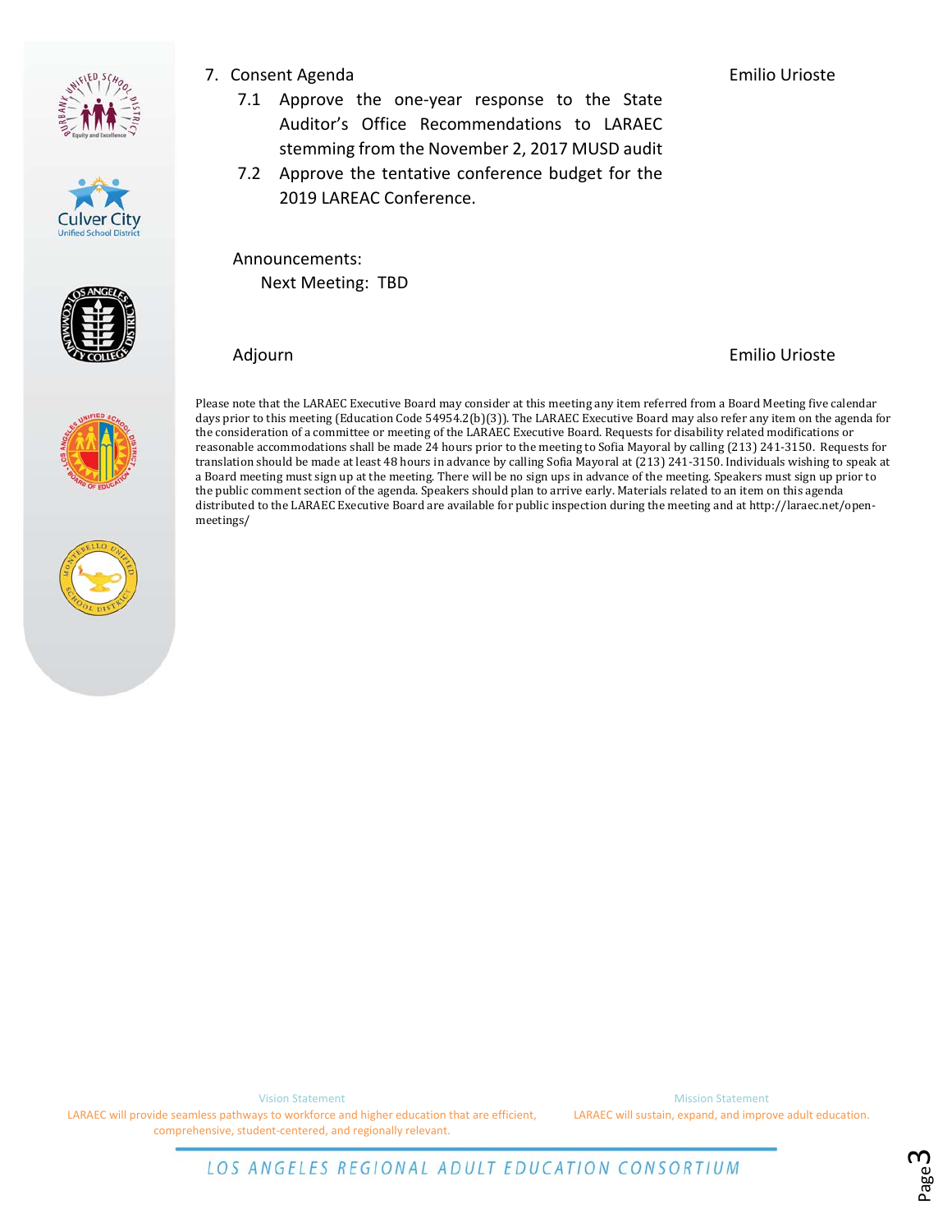7. Consent Agenda — Emilio Urioste
    - 7.1 Approve the one-year response to the State Auditor's Office Recommendations to LARAEC stemming from the November 2, 2017 MUSD audit
    - 7.2 Approve the tentative conference budget for the 2019 LAREAC Conference.

Announcements:

Next Meeting: TBD

Adjourn — Emilio Urioste

Please note that the LARAEC Executive Board may consider at this meeting any item referred from a Board Meeting five calendar days prior to this meeting (Education Code 54954.2(b)(3)). The LARAEC Executive Board may also refer any item on the agenda for the consideration of a committee or meeting of the LARAEC Executive Board. Requests for disability related modifications or reasonable accommodations shall be made 24 hours prior to the meeting to Sofia Mayoral by calling (213) 241-3150. Requests for translation should be made at least 48 hours in advance by calling Sofia Mayoral at (213) 241-3150. Individuals wishing to speak at a Board meeting must sign up at the meeting. There will be no sign ups in advance of the meeting. Speakers must sign up prior to the public comment section of the agenda. Speakers should plan to arrive early. Materials related to an item on this agenda distributed to the LARAEC Executive Board are available for public inspection during the meeting and at http://laraec.net/open-meetings/

Vision Statement

LARAEC will provide seamless pathways to workforce and higher education that are efficient, comprehensive, student-centered, and regionally relevant.

Mission Statement

LARAEC will sustain, expand, and improve adult education.

LOS ANGELES REGIONAL ADULT EDUCATION CONSORTIUM